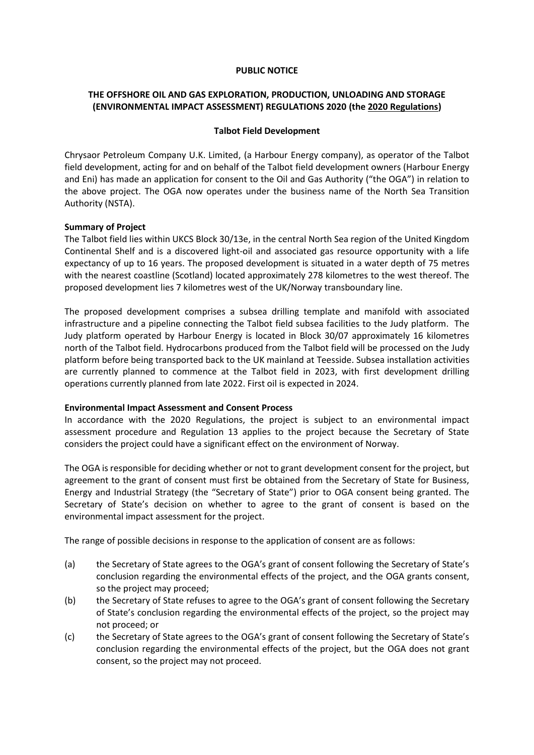**PUBLIC NOTICE**

**THE OFFSHORE OIL AND GAS EXPLORATION, PRODUCTION, UNLOADING AND STORAGE (ENVIRONMENTAL IMPACT ASSESSMENT) REGULATIONS 2020 (the 2020 Regulations)**

**Talbot Field Development**

Chrysaor Petroleum Company U.K. Limited, (a Harbour Energy company), as operator of the Talbot field development, acting for and on behalf of the Talbot field development owners (Harbour Energy and Eni) has made an application for consent to the Oil and Gas Authority ("the OGA") in relation to the above project. The OGA now operates under the business name of the North Sea Transition Authority (NSTA).

**Summary of Project**

The Talbot field lies within UKCS Block 30/13e, in the central North Sea region of the United Kingdom Continental Shelf and is a discovered light-oil and associated gas resource opportunity with a life expectancy of up to 16 years. The proposed development is situated in a water depth of 75 metres with the nearest coastline (Scotland) located approximately 278 kilometres to the west thereof. The proposed development lies 7 kilometres west of the UK/Norway transboundary line.

The proposed development comprises a subsea drilling template and manifold with associated infrastructure and a pipeline connecting the Talbot field subsea facilities to the Judy platform. The Judy platform operated by Harbour Energy is located in Block 30/07 approximately 16 kilometres north of the Talbot field. Hydrocarbons produced from the Talbot field will be processed on the Judy platform before being transported back to the UK mainland at Teesside. Subsea installation activities are currently planned to commence at the Talbot field in 2023, with first development drilling operations currently planned from late 2022. First oil is expected in 2024.

**Environmental Impact Assessment and Consent Process**

In accordance with the 2020 Regulations, the project is subject to an environmental impact assessment procedure and Regulation 13 applies to the project because the Secretary of State considers the project could have a significant effect on the environment of Norway.

The OGA is responsible for deciding whether or not to grant development consent for the project, but agreement to the grant of consent must first be obtained from the Secretary of State for Business, Energy and Industrial Strategy (the "Secretary of State") prior to OGA consent being granted. The Secretary of State's decision on whether to agree to the grant of consent is based on the environmental impact assessment for the project.

The range of possible decisions in response to the application of consent are as follows:

(a) the Secretary of State agrees to the OGA's grant of consent following the Secretary of State's conclusion regarding the environmental effects of the project, and the OGA grants consent, so the project may proceed;

(b) the Secretary of State refuses to agree to the OGA's grant of consent following the Secretary of State's conclusion regarding the environmental effects of the project, so the project may not proceed; or

(c) the Secretary of State agrees to the OGA's grant of consent following the Secretary of State's conclusion regarding the environmental effects of the project, but the OGA does not grant consent, so the project may not proceed.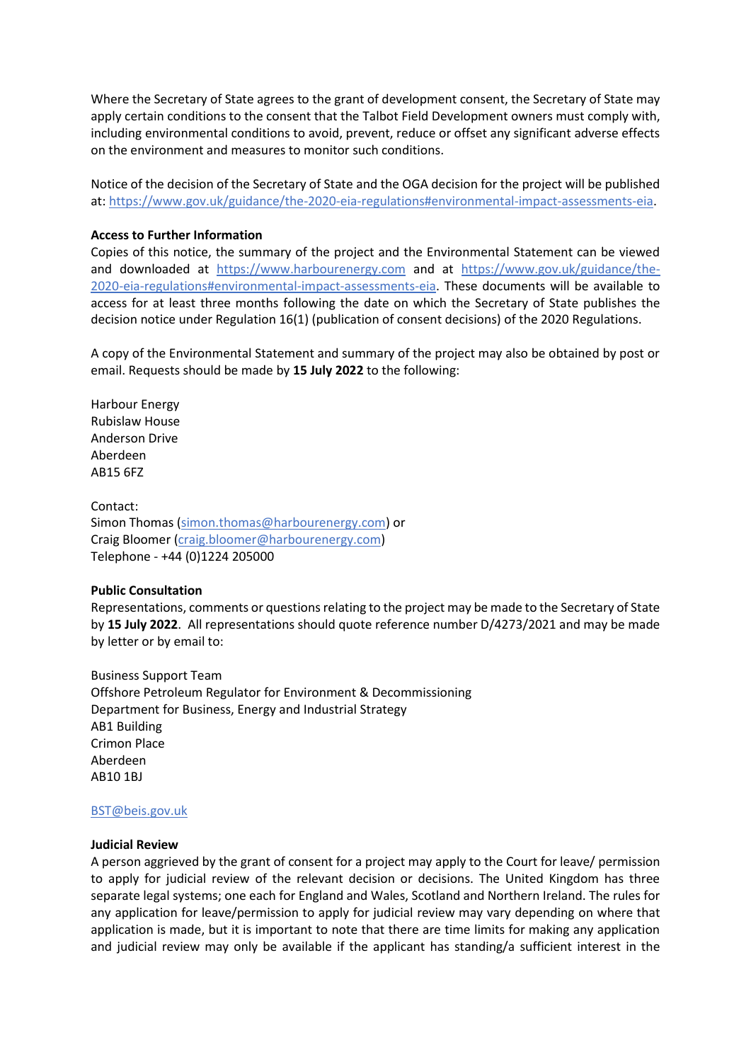Where the Secretary of State agrees to the grant of development consent, the Secretary of State may apply certain conditions to the consent that the Talbot Field Development owners must comply with, including environmental conditions to avoid, prevent, reduce or offset any significant adverse effects on the environment and measures to monitor such conditions.

Notice of the decision of the Secretary of State and the OGA decision for the project will be published at: https://www.gov.uk/guidance/the-2020-eia-regulations#environmental-impact-assessments-eia.

**Access to Further Information**

Copies of this notice, the summary of the project and the Environmental Statement can be viewed and downloaded at https://www.harbourenergy.com and at https://www.gov.uk/guidance/the-2020-eia-regulations#environmental-impact-assessments-eia. These documents will be available to access for at least three months following the date on which the Secretary of State publishes the decision notice under Regulation 16(1) (publication of consent decisions) of the 2020 Regulations.

A copy of the Environmental Statement and summary of the project may also be obtained by post or email. Requests should be made by **15 July 2022** to the following:

Harbour Energy
Rubislaw House
Anderson Drive
Aberdeen
AB15 6FZ

Contact:
Simon Thomas (simon.thomas@harbourenergy.com) or
Craig Bloomer (craig.bloomer@harbourenergy.com)
Telephone - +44 (0)1224 205000

**Public Consultation**

Representations, comments or questions relating to the project may be made to the Secretary of State by **15 July 2022**. All representations should quote reference number D/4273/2021 and may be made by letter or by email to:

Business Support Team
Offshore Petroleum Regulator for Environment & Decommissioning
Department for Business, Energy and Industrial Strategy
AB1 Building
Crimon Place
Aberdeen
AB10 1BJ

BST@beis.gov.uk

**Judicial Review**

A person aggrieved by the grant of consent for a project may apply to the Court for leave/ permission to apply for judicial review of the relevant decision or decisions. The United Kingdom has three separate legal systems; one each for England and Wales, Scotland and Northern Ireland. The rules for any application for leave/permission to apply for judicial review may vary depending on where that application is made, but it is important to note that there are time limits for making any application and judicial review may only be available if the applicant has standing/a sufficient interest in the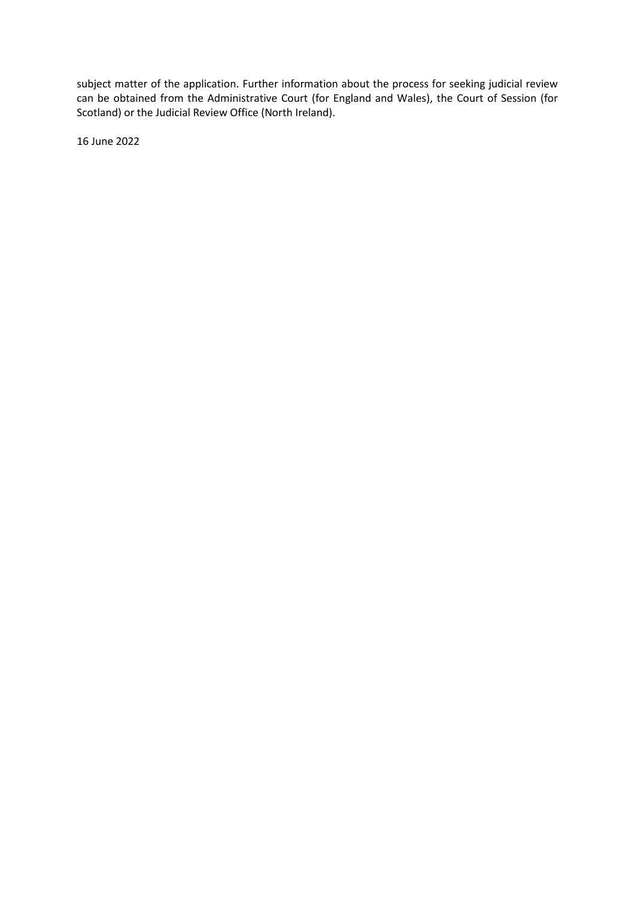subject matter of the application. Further information about the process for seeking judicial review can be obtained from the Administrative Court (for England and Wales), the Court of Session (for Scotland) or the Judicial Review Office (North Ireland).

16 June 2022